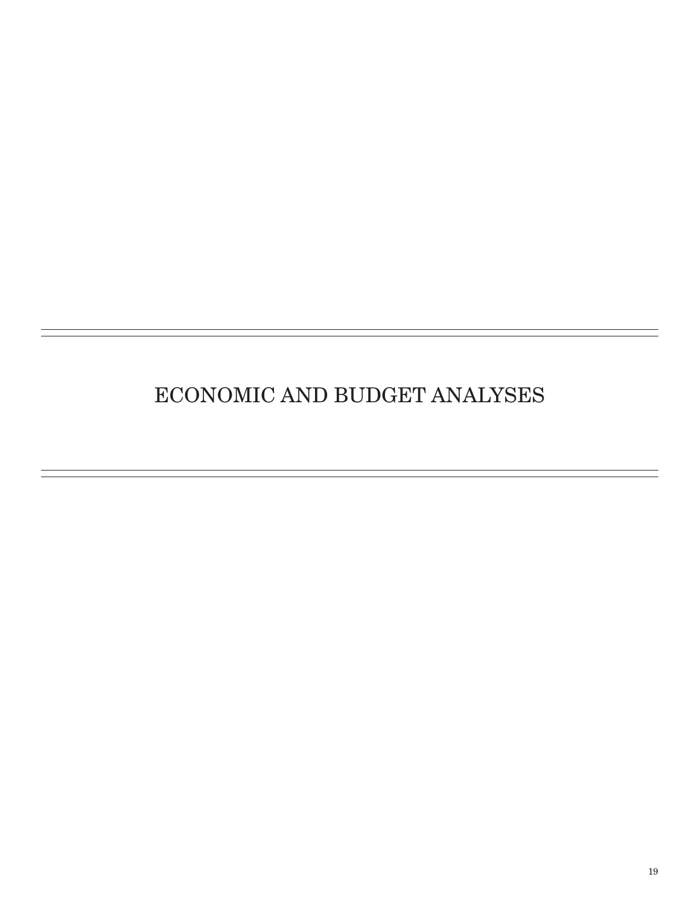# ECONOMIC AND BUDGET ANALYSES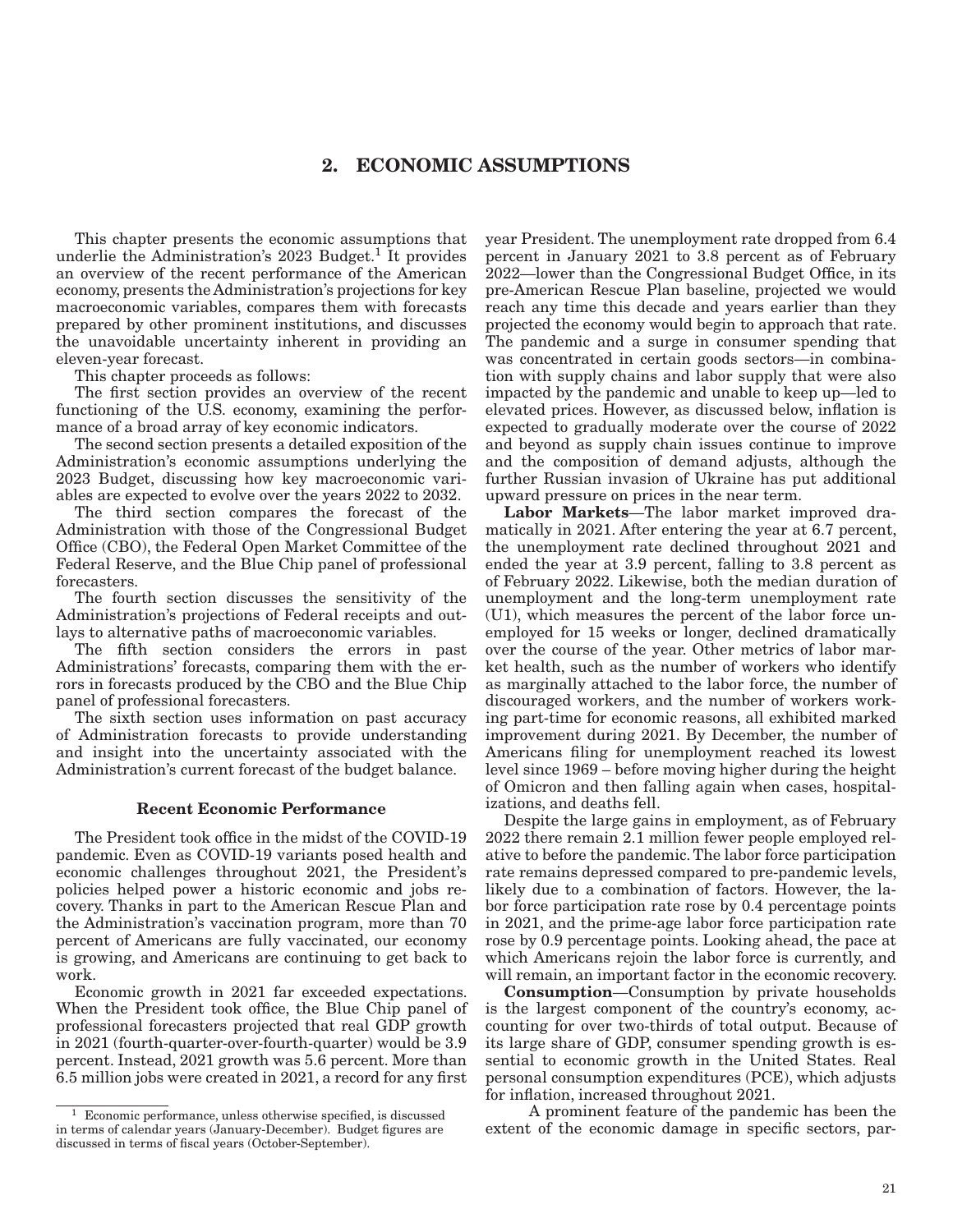# 2. ECONOMIC ASSUMPTIONS

This chapter presents the economic assumptions that underlie the Administration's 2023 Budget.[1] It provides an overview of the recent performance of the American economy, presents the Administration's projections for key macroeconomic variables, compares them with forecasts prepared by other prominent institutions, and discusses the unavoidable uncertainty inherent in providing an eleven-year forecast.

This chapter proceeds as follows:

The first section provides an overview of the recent functioning of the U.S. economy, examining the performance of a broad array of key economic indicators.

The second section presents a detailed exposition of the Administration's economic assumptions underlying the 2023 Budget, discussing how key macroeconomic variables are expected to evolve over the years 2022 to 2032.

The third section compares the forecast of the Administration with those of the Congressional Budget Office (CBO), the Federal Open Market Committee of the Federal Reserve, and the Blue Chip panel of professional forecasters.

The fourth section discusses the sensitivity of the Administration's projections of Federal receipts and outlays to alternative paths of macroeconomic variables.

The fifth section considers the errors in past Administrations' forecasts, comparing them with the errors in forecasts produced by the CBO and the Blue Chip panel of professional forecasters.

The sixth section uses information on past accuracy of Administration forecasts to provide understanding and insight into the uncertainty associated with the Administration's current forecast of the budget balance.

### Recent Economic Performance

The President took office in the midst of the COVID-19 pandemic. Even as COVID-19 variants posed health and economic challenges throughout 2021, the President's policies helped power a historic economic and jobs recovery. Thanks in part to the American Rescue Plan and the Administration's vaccination program, more than 70 percent of Americans are fully vaccinated, our economy is growing, and Americans are continuing to get back to work.

Economic growth in 2021 far exceeded expectations. When the President took office, the Blue Chip panel of professional forecasters projected that real GDP growth in 2021 (fourth-quarter-over-fourth-quarter) would be 3.9 percent. Instead, 2021 growth was 5.6 percent. More than 6.5 million jobs were created in 2021, a record for any first year President. The unemployment rate dropped from 6.4 percent in January 2021 to 3.8 percent as of February 2022—lower than the Congressional Budget Office, in its pre-American Rescue Plan baseline, projected we would reach any time this decade and years earlier than they projected the economy would begin to approach that rate. The pandemic and a surge in consumer spending that was concentrated in certain goods sectors—in combination with supply chains and labor supply that were also impacted by the pandemic and unable to keep up—led to elevated prices. However, as discussed below, inflation is expected to gradually moderate over the course of 2022 and beyond as supply chain issues continue to improve and the composition of demand adjusts, although the further Russian invasion of Ukraine has put additional upward pressure on prices in the near term.

**Labor Markets**—The labor market improved dramatically in 2021. After entering the year at 6.7 percent, the unemployment rate declined throughout 2021 and ended the year at 3.9 percent, falling to 3.8 percent as of February 2022. Likewise, both the median duration of unemployment and the long-term unemployment rate (U1), which measures the percent of the labor force unemployed for 15 weeks or longer, declined dramatically over the course of the year. Other metrics of labor market health, such as the number of workers who identify as marginally attached to the labor force, the number of discouraged workers, and the number of workers working part-time for economic reasons, all exhibited marked improvement during 2021. By December, the number of Americans filing for unemployment reached its lowest level since 1969 – before moving higher during the height of Omicron and then falling again when cases, hospitalizations, and deaths fell.

Despite the large gains in employment, as of February 2022 there remain 2.1 million fewer people employed relative to before the pandemic. The labor force participation rate remains depressed compared to pre-pandemic levels, likely due to a combination of factors. However, the labor force participation rate rose by 0.4 percentage points in 2021, and the prime-age labor force participation rate rose by 0.9 percentage points. Looking ahead, the pace at which Americans rejoin the labor force is currently, and will remain, an important factor in the economic recovery.

**Consumption**—Consumption by private households is the largest component of the country's economy, accounting for over two-thirds of total output. Because of its large share of GDP, consumer spending growth is essential to economic growth in the United States. Real personal consumption expenditures (PCE), which adjusts for inflation, increased throughout 2021.

A prominent feature of the pandemic has been the extent of the economic damage in specific sectors, par-

[1] Economic performance, unless otherwise specified, is discussed in terms of calendar years (January-December). Budget figures are discussed in terms of fiscal years (October-September).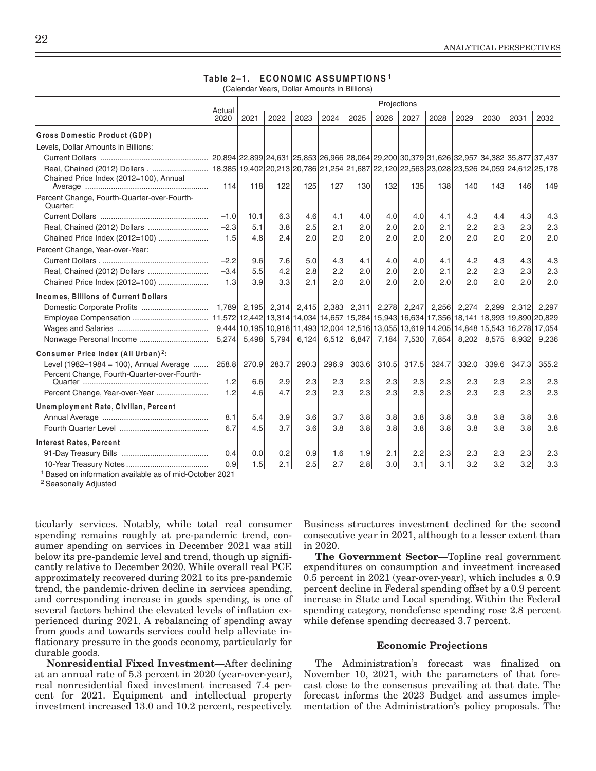**Table 2–1. ECONOMIC ASSUMPTIONS [1]**

(Calendar Years, Dollar Amounts in Billions)

| | Actual 2020 | Projections 2021 | 2022 | 2023 | 2024 | 2025 | 2026 | 2027 | 2028 | 2029 | 2030 | 2031 | 2032 |
|---|---|---|---|---|---|---|---|---|---|---|---|---|---|
| **Gross Domestic Product (GDP)** | | | | | | | | | | | | | |
| Levels, Dollar Amounts in Billions: | | | | | | | | | | | | | |
| Current Dollars | 20,894 | 22,899 | 24,631 | 25,853 | 26,966 | 28,064 | 29,200 | 30,379 | 31,626 | 32,957 | 34,382 | 35,877 | 37,437 |
| Real, Chained (2012) Dollars | 18,385 | 19,402 | 20,213 | 20,786 | 21,254 | 21,687 | 22,120 | 22,563 | 23,028 | 23,526 | 24,059 | 24,612 | 25,178 |
| Chained Price Index (2012=100), Annual Average | 114 | 118 | 122 | 125 | 127 | 130 | 132 | 135 | 138 | 140 | 143 | 146 | 149 |
| Percent Change, Fourth-Quarter-over-Fourth-Quarter: | | | | | | | | | | | | | |
| Current Dollars | –1.0 | 10.1 | 6.3 | 4.6 | 4.1 | 4.0 | 4.0 | 4.0 | 4.1 | 4.3 | 4.4 | 4.3 | 4.3 |
| Real, Chained (2012) Dollars | –2.3 | 5.1 | 3.8 | 2.5 | 2.1 | 2.0 | 2.0 | 2.0 | 2.1 | 2.2 | 2.3 | 2.3 | 2.3 |
| Chained Price Index (2012=100) | 1.5 | 4.8 | 2.4 | 2.0 | 2.0 | 2.0 | 2.0 | 2.0 | 2.0 | 2.0 | 2.0 | 2.0 | 2.0 |
| Percent Change, Year-over-Year: | | | | | | | | | | | | | |
| Current Dollars | –2.2 | 9.6 | 7.6 | 5.0 | 4.3 | 4.1 | 4.0 | 4.0 | 4.1 | 4.2 | 4.3 | 4.3 | 4.3 |
| Real, Chained (2012) Dollars | –3.4 | 5.5 | 4.2 | 2.8 | 2.2 | 2.0 | 2.0 | 2.0 | 2.1 | 2.2 | 2.3 | 2.3 | 2.3 |
| Chained Price Index (2012=100) | 1.3 | 3.9 | 3.3 | 2.1 | 2.0 | 2.0 | 2.0 | 2.0 | 2.0 | 2.0 | 2.0 | 2.0 | 2.0 |
| **Incomes, Billions of Current Dollars** | | | | | | | | | | | | | |
| Domestic Corporate Profits | 1,789 | 2,195 | 2,314 | 2,415 | 2,383 | 2,311 | 2,278 | 2,247 | 2,256 | 2,274 | 2,299 | 2,312 | 2,297 |
| Employee Compensation | 11,572 | 12,442 | 13,314 | 14,034 | 14,657 | 15,284 | 15,943 | 16,634 | 17,356 | 18,141 | 18,993 | 19,890 | 20,829 |
| Wages and Salaries | 9,444 | 10,195 | 10,918 | 11,493 | 12,004 | 12,516 | 13,055 | 13,619 | 14,205 | 14,848 | 15,543 | 16,278 | 17,054 |
| Nonwage Personal Income | 5,274 | 5,498 | 5,794 | 6,124 | 6,512 | 6,847 | 7,184 | 7,530 | 7,854 | 8,202 | 8,575 | 8,932 | 9,236 |
| **Consumer Price Index (All Urban)[2]:** | | | | | | | | | | | | | |
| Level (1982–1984 = 100), Annual Average | 258.8 | 270.9 | 283.7 | 290.3 | 296.9 | 303.6 | 310.5 | 317.5 | 324.7 | 332.0 | 339.6 | 347.3 | 355.2 |
| Percent Change, Fourth-Quarter-over-Fourth-Quarter | 1.2 | 6.6 | 2.9 | 2.3 | 2.3 | 2.3 | 2.3 | 2.3 | 2.3 | 2.3 | 2.3 | 2.3 | 2.3 |
| Percent Change, Year-over-Year | 1.2 | 4.6 | 4.7 | 2.3 | 2.3 | 2.3 | 2.3 | 2.3 | 2.3 | 2.3 | 2.3 | 2.3 | 2.3 |
| **Unemployment Rate, Civilian, Percent** | | | | | | | | | | | | | |
| Annual Average | 8.1 | 5.4 | 3.9 | 3.6 | 3.7 | 3.8 | 3.8 | 3.8 | 3.8 | 3.8 | 3.8 | 3.8 | 3.8 |
| Fourth Quarter Level | 6.7 | 4.5 | 3.7 | 3.6 | 3.8 | 3.8 | 3.8 | 3.8 | 3.8 | 3.8 | 3.8 | 3.8 | 3.8 |
| **Interest Rates, Percent** | | | | | | | | | | | | | |
| 91-Day Treasury Bills | 0.4 | 0.0 | 0.2 | 0.9 | 1.6 | 1.9 | 2.1 | 2.2 | 2.3 | 2.3 | 2.3 | 2.3 | 2.3 |
| 10-Year Treasury Notes | 0.9 | 1.5 | 2.1 | 2.5 | 2.7 | 2.8 | 3.0 | 3.1 | 3.1 | 3.2 | 3.2 | 3.2 | 3.3 |

[1] Based on information available as of mid-October 2021

[2] Seasonally Adjusted

ticularly services. Notably, while total real consumer spending remains roughly at pre-pandemic trend, consumer spending on services in December 2021 was still below its pre-pandemic level and trend, though up significantly relative to December 2020. While overall real PCE approximately recovered during 2021 to its pre-pandemic trend, the pandemic-driven decline in services spending, and corresponding increase in goods spending, is one of several factors behind the elevated levels of inflation experienced during 2021. A rebalancing of spending away from goods and towards services could help alleviate inflationary pressure in the goods economy, particularly for durable goods.

**Nonresidential Fixed Investment**—After declining at an annual rate of 5.3 percent in 2020 (year-over-year), real nonresidential fixed investment increased 7.4 percent for 2021. Equipment and intellectual property investment increased 13.0 and 10.2 percent, respectively. Business structures investment declined for the second consecutive year in 2021, although to a lesser extent than in 2020.

**The Government Sector**—Topline real government expenditures on consumption and investment increased 0.5 percent in 2021 (year-over-year), which includes a 0.9 percent decline in Federal spending offset by a 0.9 percent increase in State and Local spending. Within the Federal spending category, nondefense spending rose 2.8 percent while defense spending decreased 3.7 percent.

## Economic Projections

The Administration's forecast was finalized on November 10, 2021, with the parameters of that forecast close to the consensus prevailing at that date. The forecast informs the 2023 Budget and assumes implementation of the Administration's policy proposals. The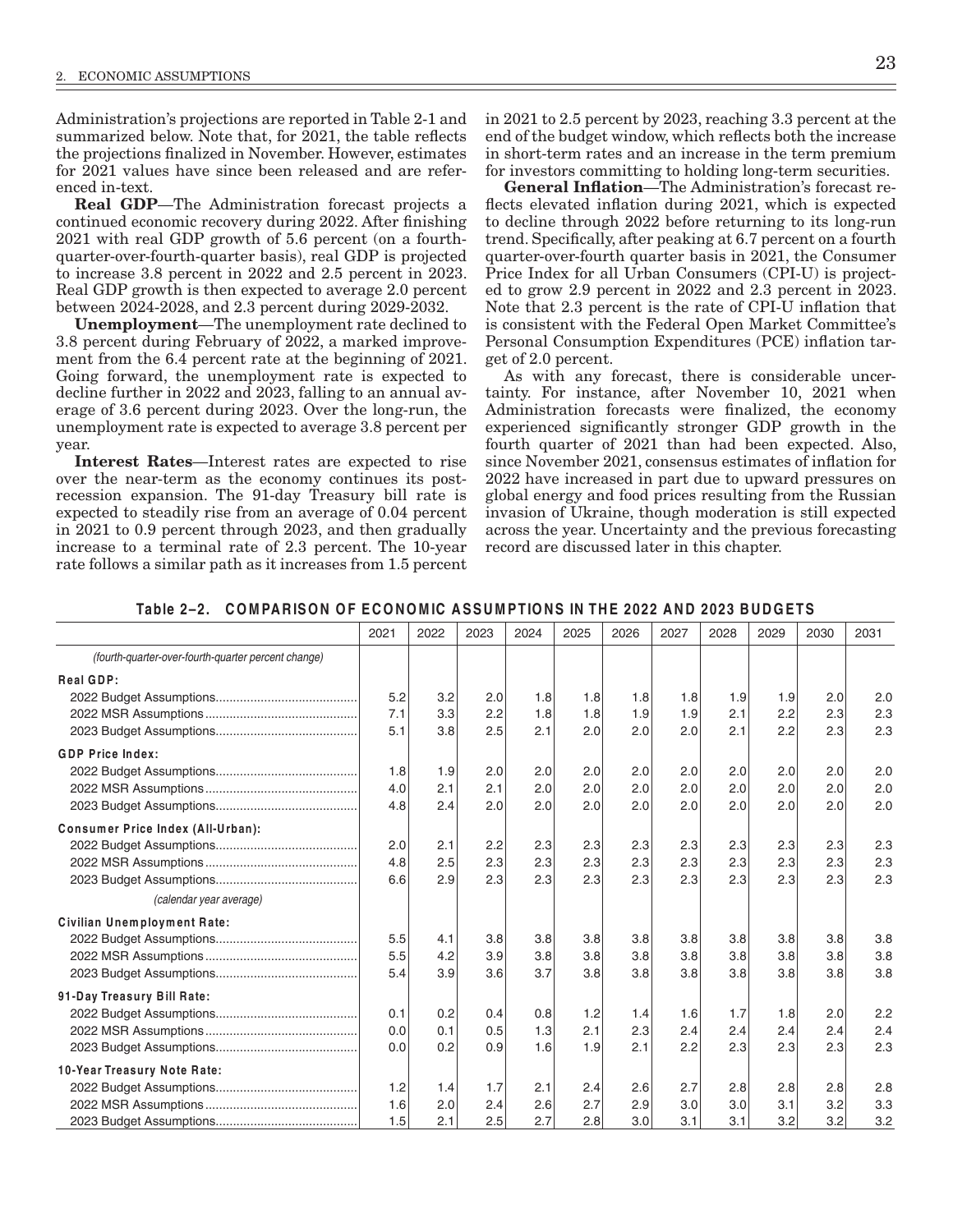Administration's projections are reported in Table 2-1 and summarized below. Note that, for 2021, the table reflects the projections finalized in November. However, estimates for 2021 values have since been released and are referenced in-text.

**Real GDP**—The Administration forecast projects a continued economic recovery during 2022. After finishing 2021 with real GDP growth of 5.6 percent (on a fourth-quarter-over-fourth-quarter basis), real GDP is projected to increase 3.8 percent in 2022 and 2.5 percent in 2023. Real GDP growth is then expected to average 2.0 percent between 2024-2028, and 2.3 percent during 2029-2032.

**Unemployment**—The unemployment rate declined to 3.8 percent during February of 2022, a marked improvement from the 6.4 percent rate at the beginning of 2021. Going forward, the unemployment rate is expected to decline further in 2022 and 2023, falling to an annual average of 3.6 percent during 2023. Over the long-run, the unemployment rate is expected to average 3.8 percent per year.

**Interest Rates**—Interest rates are expected to rise over the near-term as the economy continues its post-recession expansion. The 91-day Treasury bill rate is expected to steadily rise from an average of 0.04 percent in 2021 to 0.9 percent through 2023, and then gradually increase to a terminal rate of 2.3 percent. The 10-year rate follows a similar path as it increases from 1.5 percent in 2021 to 2.5 percent by 2023, reaching 3.3 percent at the end of the budget window, which reflects both the increase in short-term rates and an increase in the term premium for investors committing to holding long-term securities.

**General Inflation**—The Administration's forecast reflects elevated inflation during 2021, which is expected to decline through 2022 before returning to its long-run trend. Specifically, after peaking at 6.7 percent on a fourth quarter-over-fourth quarter basis in 2021, the Consumer Price Index for all Urban Consumers (CPI-U) is projected to grow 2.9 percent in 2022 and 2.3 percent in 2023. Note that 2.3 percent is the rate of CPI-U inflation that is consistent with the Federal Open Market Committee's Personal Consumption Expenditures (PCE) inflation target of 2.0 percent.

As with any forecast, there is considerable uncertainty. For instance, after November 10, 2021 when Administration forecasts were finalized, the economy experienced significantly stronger GDP growth in the fourth quarter of 2021 than had been expected. Also, since November 2021, consensus estimates of inflation for 2022 have increased in part due to upward pressures on global energy and food prices resulting from the Russian invasion of Ukraine, though moderation is still expected across the year. Uncertainty and the previous forecasting record are discussed later in this chapter.

**Table 2–2. COMPARISON OF ECONOMIC ASSUMPTIONS IN THE 2022 AND 2023 BUDGETS**

| | 2021 | 2022 | 2023 | 2024 | 2025 | 2026 | 2027 | 2028 | 2029 | 2030 | 2031 |
|---|---|---|---|---|---|---|---|---|---|---|---|
| *(fourth-quarter-over-fourth-quarter percent change)* | | | | | | | | | | | |
| **Real GDP:** | | | | | | | | | | | |
| 2022 Budget Assumptions | 5.2 | 3.2 | 2.0 | 1.8 | 1.8 | 1.8 | 1.8 | 1.9 | 1.9 | 2.0 | 2.0 |
| 2022 MSR Assumptions | 7.1 | 3.3 | 2.2 | 1.8 | 1.8 | 1.9 | 1.9 | 2.1 | 2.2 | 2.3 | 2.3 |
| 2023 Budget Assumptions | 5.1 | 3.8 | 2.5 | 2.1 | 2.0 | 2.0 | 2.0 | 2.1 | 2.2 | 2.3 | 2.3 |
| **GDP Price Index:** | | | | | | | | | | | |
| 2022 Budget Assumptions | 1.8 | 1.9 | 2.0 | 2.0 | 2.0 | 2.0 | 2.0 | 2.0 | 2.0 | 2.0 | 2.0 |
| 2022 MSR Assumptions | 4.0 | 2.1 | 2.1 | 2.0 | 2.0 | 2.0 | 2.0 | 2.0 | 2.0 | 2.0 | 2.0 |
| 2023 Budget Assumptions | 4.8 | 2.4 | 2.0 | 2.0 | 2.0 | 2.0 | 2.0 | 2.0 | 2.0 | 2.0 | 2.0 |
| **Consumer Price Index (All-Urban):** | | | | | | | | | | | |
| 2022 Budget Assumptions | 2.0 | 2.1 | 2.2 | 2.3 | 2.3 | 2.3 | 2.3 | 2.3 | 2.3 | 2.3 | 2.3 |
| 2022 MSR Assumptions | 4.8 | 2.5 | 2.3 | 2.3 | 2.3 | 2.3 | 2.3 | 2.3 | 2.3 | 2.3 | 2.3 |
| 2023 Budget Assumptions | 6.6 | 2.9 | 2.3 | 2.3 | 2.3 | 2.3 | 2.3 | 2.3 | 2.3 | 2.3 | 2.3 |
| *(calendar year average)* | | | | | | | | | | | |
| **Civilian Unemployment Rate:** | | | | | | | | | | | |
| 2022 Budget Assumptions | 5.5 | 4.1 | 3.8 | 3.8 | 3.8 | 3.8 | 3.8 | 3.8 | 3.8 | 3.8 | 3.8 |
| 2022 MSR Assumptions | 5.5 | 4.2 | 3.9 | 3.8 | 3.8 | 3.8 | 3.8 | 3.8 | 3.8 | 3.8 | 3.8 |
| 2023 Budget Assumptions | 5.4 | 3.9 | 3.6 | 3.7 | 3.8 | 3.8 | 3.8 | 3.8 | 3.8 | 3.8 | 3.8 |
| **91-Day Treasury Bill Rate:** | | | | | | | | | | | |
| 2022 Budget Assumptions | 0.1 | 0.2 | 0.4 | 0.8 | 1.2 | 1.4 | 1.6 | 1.7 | 1.8 | 2.0 | 2.2 |
| 2022 MSR Assumptions | 0.0 | 0.1 | 0.5 | 1.3 | 2.1 | 2.3 | 2.4 | 2.4 | 2.4 | 2.4 | 2.4 |
| 2023 Budget Assumptions | 0.0 | 0.2 | 0.9 | 1.6 | 1.9 | 2.1 | 2.2 | 2.3 | 2.3 | 2.3 | 2.3 |
| **10-Year Treasury Note Rate:** | | | | | | | | | | | |
| 2022 Budget Assumptions | 1.2 | 1.4 | 1.7 | 2.1 | 2.4 | 2.6 | 2.7 | 2.8 | 2.8 | 2.8 | 2.8 |
| 2022 MSR Assumptions | 1.6 | 2.0 | 2.4 | 2.6 | 2.7 | 2.9 | 3.0 | 3.0 | 3.1 | 3.2 | 3.3 |
| 2023 Budget Assumptions | 1.5 | 2.1 | 2.5 | 2.7 | 2.8 | 3.0 | 3.1 | 3.1 | 3.2 | 3.2 | 3.2 |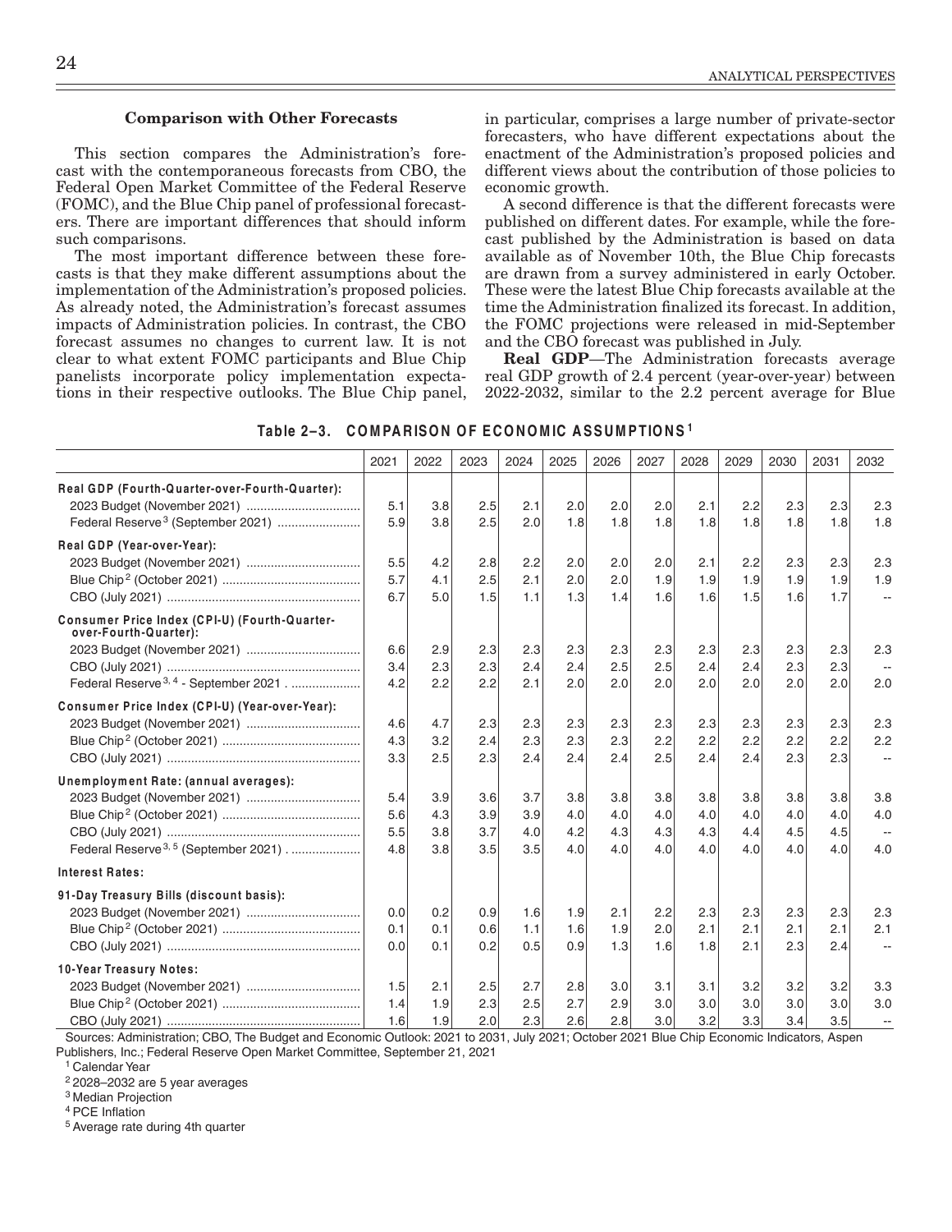### Comparison with Other Forecasts

This section compares the Administration's forecast with the contemporaneous forecasts from CBO, the Federal Open Market Committee of the Federal Reserve (FOMC), and the Blue Chip panel of professional forecasters. There are important differences that should inform such comparisons.

The most important difference between these forecasts is that they make different assumptions about the implementation of the Administration's proposed policies. As already noted, the Administration's forecast assumes impacts of Administration policies. In contrast, the CBO forecast assumes no changes to current law. It is not clear to what extent FOMC participants and Blue Chip panelists incorporate policy implementation expectations in their respective outlooks. The Blue Chip panel, in particular, comprises a large number of private-sector forecasters, who have different expectations about the enactment of the Administration's proposed policies and different views about the contribution of those policies to economic growth.

A second difference is that the different forecasts were published on different dates. For example, while the forecast published by the Administration is based on data available as of November 10th, the Blue Chip forecasts are drawn from a survey administered in early October. These were the latest Blue Chip forecasts available at the time the Administration finalized its forecast. In addition, the FOMC projections were released in mid-September and the CBO forecast was published in July.

**Real GDP**—The Administration forecasts average real GDP growth of 2.4 percent (year-over-year) between 2022-2032, similar to the 2.2 percent average for Blue

**Table 2–3. COMPARISON OF ECONOMIC ASSUMPTIONS [1]**

| | 2021 | 2022 | 2023 | 2024 | 2025 | 2026 | 2027 | 2028 | 2029 | 2030 | 2031 | 2032 |
|---|---|---|---|---|---|---|---|---|---|---|---|---|
| **Real GDP (Fourth-Quarter-over-Fourth-Quarter):** | | | | | | | | | | | | |
| 2023 Budget (November 2021) | 5.1 | 3.8 | 2.5 | 2.1 | 2.0 | 2.0 | 2.0 | 2.1 | 2.2 | 2.3 | 2.3 | 2.3 |
| Federal Reserve [3] (September 2021) | 5.9 | 3.8 | 2.5 | 2.0 | 1.8 | 1.8 | 1.8 | 1.8 | 1.8 | 1.8 | 1.8 | 1.8 |
| **Real GDP (Year-over-Year):** | | | | | | | | | | | | |
| 2023 Budget (November 2021) | 5.5 | 4.2 | 2.8 | 2.2 | 2.0 | 2.0 | 2.0 | 2.1 | 2.2 | 2.3 | 2.3 | 2.3 |
| Blue Chip [2] (October 2021) | 5.7 | 4.1 | 2.5 | 2.1 | 2.0 | 2.0 | 1.9 | 1.9 | 1.9 | 1.9 | 1.9 | 1.9 |
| CBO (July 2021) | 6.7 | 5.0 | 1.5 | 1.1 | 1.3 | 1.4 | 1.6 | 1.6 | 1.5 | 1.6 | 1.7 | -- |
| **Consumer Price Index (CPI-U) (Fourth-Quarter-over-Fourth-Quarter):** | | | | | | | | | | | | |
| 2023 Budget (November 2021) | 6.6 | 2.9 | 2.3 | 2.3 | 2.3 | 2.3 | 2.3 | 2.3 | 2.3 | 2.3 | 2.3 | 2.3 |
| CBO (July 2021) | 3.4 | 2.3 | 2.3 | 2.4 | 2.4 | 2.5 | 2.5 | 2.4 | 2.4 | 2.3 | 2.3 | -- |
| Federal Reserve [3, 4] - September 2021 | 4.2 | 2.2 | 2.2 | 2.1 | 2.0 | 2.0 | 2.0 | 2.0 | 2.0 | 2.0 | 2.0 | 2.0 |
| **Consumer Price Index (CPI-U) (Year-over-Year):** | | | | | | | | | | | | |
| 2023 Budget (November 2021) | 4.6 | 4.7 | 2.3 | 2.3 | 2.3 | 2.3 | 2.3 | 2.3 | 2.3 | 2.3 | 2.3 | 2.3 |
| Blue Chip [2] (October 2021) | 4.3 | 3.2 | 2.4 | 2.3 | 2.3 | 2.3 | 2.2 | 2.2 | 2.2 | 2.2 | 2.2 | 2.2 |
| CBO (July 2021) | 3.3 | 2.5 | 2.3 | 2.4 | 2.4 | 2.4 | 2.5 | 2.4 | 2.4 | 2.3 | 2.3 | -- |
| **Unemployment Rate: (annual averages):** | | | | | | | | | | | | |
| 2023 Budget (November 2021) | 5.4 | 3.9 | 3.6 | 3.7 | 3.8 | 3.8 | 3.8 | 3.8 | 3.8 | 3.8 | 3.8 | 3.8 |
| Blue Chip [2] (October 2021) | 5.6 | 4.3 | 3.9 | 3.9 | 4.0 | 4.0 | 4.0 | 4.0 | 4.0 | 4.0 | 4.0 | 4.0 |
| CBO (July 2021) | 5.5 | 3.8 | 3.7 | 4.0 | 4.2 | 4.3 | 4.3 | 4.3 | 4.4 | 4.5 | 4.5 | -- |
| Federal Reserve [3, 5] (September 2021) | 4.8 | 3.8 | 3.5 | 3.5 | 4.0 | 4.0 | 4.0 | 4.0 | 4.0 | 4.0 | 4.0 | 4.0 |
| **Interest Rates:** | | | | | | | | | | | | |
| **91-Day Treasury Bills (discount basis):** | | | | | | | | | | | | |
| 2023 Budget (November 2021) | 0.0 | 0.2 | 0.9 | 1.6 | 1.9 | 2.1 | 2.2 | 2.3 | 2.3 | 2.3 | 2.3 | 2.3 |
| Blue Chip [2] (October 2021) | 0.1 | 0.1 | 0.6 | 1.1 | 1.6 | 1.9 | 2.0 | 2.1 | 2.1 | 2.1 | 2.1 | 2.1 |
| CBO (July 2021) | 0.0 | 0.1 | 0.2 | 0.5 | 0.9 | 1.3 | 1.6 | 1.8 | 2.1 | 2.3 | 2.4 | -- |
| **10-Year Treasury Notes:** | | | | | | | | | | | | |
| 2023 Budget (November 2021) | 1.5 | 2.1 | 2.5 | 2.7 | 2.8 | 3.0 | 3.1 | 3.1 | 3.2 | 3.2 | 3.2 | 3.3 |
| Blue Chip [2] (October 2021) | 1.4 | 1.9 | 2.3 | 2.5 | 2.7 | 2.9 | 3.0 | 3.0 | 3.0 | 3.0 | 3.0 | 3.0 |
| CBO (July 2021) | 1.6 | 1.9 | 2.0 | 2.3 | 2.6 | 2.8 | 3.0 | 3.2 | 3.3 | 3.4 | 3.5 | -- |

Sources: Administration; CBO, The Budget and Economic Outlook: 2021 to 2031, July 2021; October 2021 Blue Chip Economic Indicators, Aspen Publishers, Inc.; Federal Reserve Open Market Committee, September 21, 2021

[1] Calendar Year

[2] 2028–2032 are 5 year averages

[3] Median Projection

[4] PCE Inflation

[5] Average rate during 4th quarter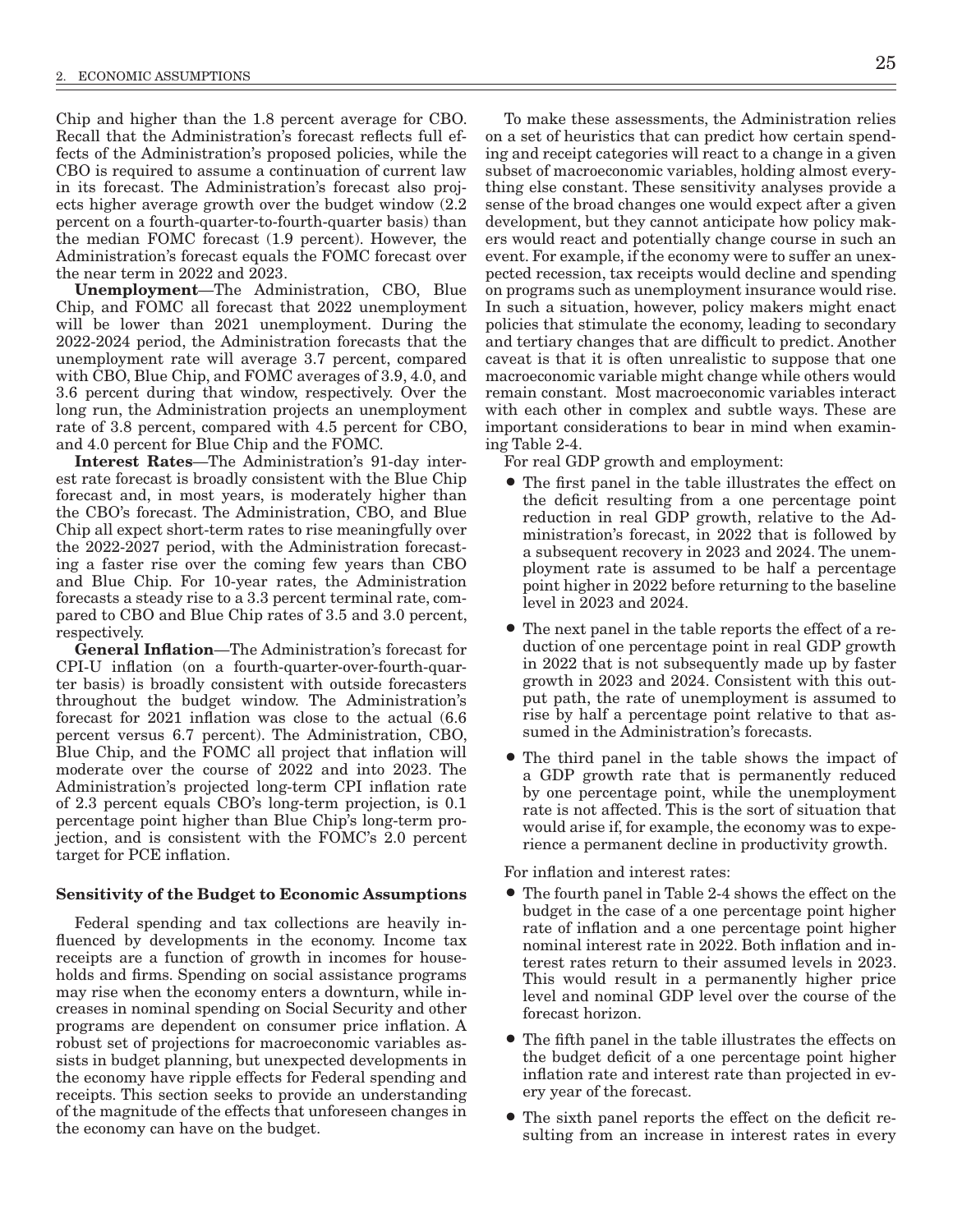Chip and higher than the 1.8 percent average for CBO. Recall that the Administration's forecast reflects full effects of the Administration's proposed policies, while the CBO is required to assume a continuation of current law in its forecast. The Administration's forecast also projects higher average growth over the budget window (2.2 percent on a fourth-quarter-to-fourth-quarter basis) than the median FOMC forecast (1.9 percent). However, the Administration's forecast equals the FOMC forecast over the near term in 2022 and 2023.

**Unemployment**—The Administration, CBO, Blue Chip, and FOMC all forecast that 2022 unemployment will be lower than 2021 unemployment. During the 2022-2024 period, the Administration forecasts that the unemployment rate will average 3.7 percent, compared with CBO, Blue Chip, and FOMC averages of 3.9, 4.0, and 3.6 percent during that window, respectively. Over the long run, the Administration projects an unemployment rate of 3.8 percent, compared with 4.5 percent for CBO, and 4.0 percent for Blue Chip and the FOMC.

**Interest Rates**—The Administration's 91-day interest rate forecast is broadly consistent with the Blue Chip forecast and, in most years, is moderately higher than the CBO's forecast. The Administration, CBO, and Blue Chip all expect short-term rates to rise meaningfully over the 2022-2027 period, with the Administration forecasting a faster rise over the coming few years than CBO and Blue Chip. For 10-year rates, the Administration forecasts a steady rise to a 3.3 percent terminal rate, compared to CBO and Blue Chip rates of 3.5 and 3.0 percent, respectively.

**General Inflation**—The Administration's forecast for CPI-U inflation (on a fourth-quarter-over-fourth-quarter basis) is broadly consistent with outside forecasters throughout the budget window. The Administration's forecast for 2021 inflation was close to the actual (6.6 percent versus 6.7 percent). The Administration, CBO, Blue Chip, and the FOMC all project that inflation will moderate over the course of 2022 and into 2023. The Administration's projected long-term CPI inflation rate of 2.3 percent equals CBO's long-term projection, is 0.1 percentage point higher than Blue Chip's long-term projection, and is consistent with the FOMC's 2.0 percent target for PCE inflation.

## Sensitivity of the Budget to Economic Assumptions

Federal spending and tax collections are heavily influenced by developments in the economy. Income tax receipts are a function of growth in incomes for households and firms. Spending on social assistance programs may rise when the economy enters a downturn, while increases in nominal spending on Social Security and other programs are dependent on consumer price inflation. A robust set of projections for macroeconomic variables assists in budget planning, but unexpected developments in the economy have ripple effects for Federal spending and receipts. This section seeks to provide an understanding of the magnitude of the effects that unforeseen changes in the economy can have on the budget.

To make these assessments, the Administration relies on a set of heuristics that can predict how certain spending and receipt categories will react to a change in a given subset of macroeconomic variables, holding almost everything else constant. These sensitivity analyses provide a sense of the broad changes one would expect after a given development, but they cannot anticipate how policy makers would react and potentially change course in such an event. For example, if the economy were to suffer an unexpected recession, tax receipts would decline and spending on programs such as unemployment insurance would rise. In such a situation, however, policy makers might enact policies that stimulate the economy, leading to secondary and tertiary changes that are difficult to predict. Another caveat is that it is often unrealistic to suppose that one macroeconomic variable might change while others would remain constant. Most macroeconomic variables interact with each other in complex and subtle ways. These are important considerations to bear in mind when examining Table 2-4.

For real GDP growth and employment:

- The first panel in the table illustrates the effect on the deficit resulting from a one percentage point reduction in real GDP growth, relative to the Administration's forecast, in 2022 that is followed by a subsequent recovery in 2023 and 2024. The unemployment rate is assumed to be half a percentage point higher in 2022 before returning to the baseline level in 2023 and 2024.
- The next panel in the table reports the effect of a reduction of one percentage point in real GDP growth in 2022 that is not subsequently made up by faster growth in 2023 and 2024. Consistent with this output path, the rate of unemployment is assumed to rise by half a percentage point relative to that assumed in the Administration's forecasts.
- The third panel in the table shows the impact of a GDP growth rate that is permanently reduced by one percentage point, while the unemployment rate is not affected. This is the sort of situation that would arise if, for example, the economy was to experience a permanent decline in productivity growth.

For inflation and interest rates:

- The fourth panel in Table 2-4 shows the effect on the budget in the case of a one percentage point higher rate of inflation and a one percentage point higher nominal interest rate in 2022. Both inflation and interest rates return to their assumed levels in 2023. This would result in a permanently higher price level and nominal GDP level over the course of the forecast horizon.
- The fifth panel in the table illustrates the effects on the budget deficit of a one percentage point higher inflation rate and interest rate than projected in every year of the forecast.
- The sixth panel reports the effect on the deficit resulting from an increase in interest rates in every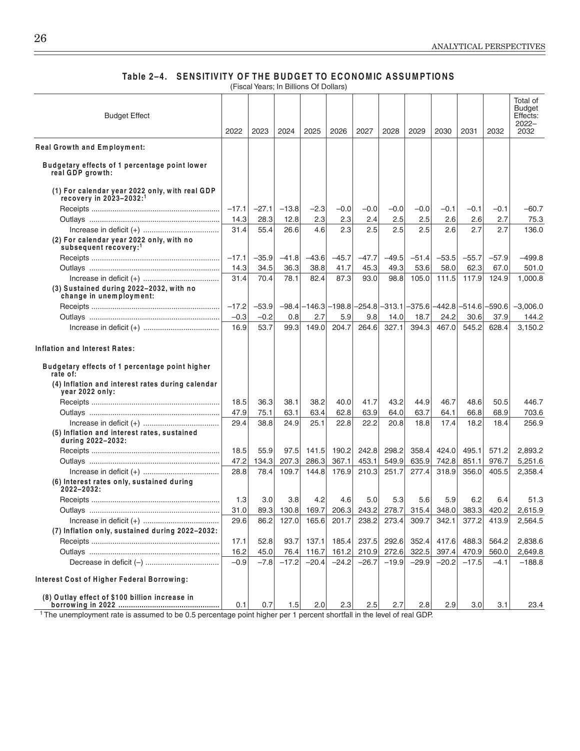**Table 2–4. SENSITIVITY OF THE BUDGET TO ECONOMIC ASSUMPTIONS**

(Fiscal Years; In Billions Of Dollars)

| Budget Effect | 2022 | 2023 | 2024 | 2025 | 2026 | 2027 | 2028 | 2029 | 2030 | 2031 | 2032 | Total of Budget Effects: 2022–2032 |
|---|---|---|---|---|---|---|---|---|---|---|---|---|
| **Real Growth and Employment:** | | | | | | | | | | | | |
| **Budgetary effects of 1 percentage point lower real GDP growth:** | | | | | | | | | | | | |
| **(1) For calendar year 2022 only, with real GDP recovery in 2023–2032:**[1] | | | | | | | | | | | | |
| Receipts | –17.1 | –27.1 | –13.8 | –2.3 | –0.0 | –0.0 | –0.0 | –0.0 | –0.1 | –0.1 | –0.1 | –60.7 |
| Outlays | 14.3 | 28.3 | 12.8 | 2.3 | 2.3 | 2.4 | 2.5 | 2.5 | 2.6 | 2.6 | 2.7 | 75.3 |
| Increase in deficit (+) | 31.4 | 55.4 | 26.6 | 4.6 | 2.3 | 2.5 | 2.5 | 2.5 | 2.6 | 2.7 | 2.7 | 136.0 |
| **(2) For calendar year 2022 only, with no subsequent recovery:**[1] | | | | | | | | | | | | |
| Receipts | –17.1 | –35.9 | –41.8 | –43.6 | –45.7 | –47.7 | –49.5 | –51.4 | –53.5 | –55.7 | –57.9 | –499.8 |
| Outlays | 14.3 | 34.5 | 36.3 | 38.8 | 41.7 | 45.3 | 49.3 | 53.6 | 58.0 | 62.3 | 67.0 | 501.0 |
| Increase in deficit (+) | 31.4 | 70.4 | 78.1 | 82.4 | 87.3 | 93.0 | 98.8 | 105.0 | 111.5 | 117.9 | 124.9 | 1,000.8 |
| **(3) Sustained during 2022–2032, with no change in unemployment:** | | | | | | | | | | | | |
| Receipts | –17.2 | –53.9 | –98.4 | –146.3 | –198.8 | –254.8 | –313.1 | –375.6 | –442.8 | –514.6 | –590.6 | –3,006.0 |
| Outlays | –0.3 | –0.2 | 0.8 | 2.7 | 5.9 | 9.8 | 14.0 | 18.7 | 24.2 | 30.6 | 37.9 | 144.2 |
| Increase in deficit (+) | 16.9 | 53.7 | 99.3 | 149.0 | 204.7 | 264.6 | 327.1 | 394.3 | 467.0 | 545.2 | 628.4 | 3,150.2 |
| **Inflation and Interest Rates:** | | | | | | | | | | | | |
| **Budgetary effects of 1 percentage point higher rate of:** | | | | | | | | | | | | |
| **(4) Inflation and interest rates during calendar year 2022 only:** | | | | | | | | | | | | |
| Receipts | 18.5 | 36.3 | 38.1 | 38.2 | 40.0 | 41.7 | 43.2 | 44.9 | 46.7 | 48.6 | 50.5 | 446.7 |
| Outlays | 47.9 | 75.1 | 63.1 | 63.4 | 62.8 | 63.9 | 64.0 | 63.7 | 64.1 | 66.8 | 68.9 | 703.6 |
| Increase in deficit (+) | 29.4 | 38.8 | 24.9 | 25.1 | 22.8 | 22.2 | 20.8 | 18.8 | 17.4 | 18.2 | 18.4 | 256.9 |
| **(5) Inflation and interest rates, sustained during 2022–2032:** | | | | | | | | | | | | |
| Receipts | 18.5 | 55.9 | 97.5 | 141.5 | 190.2 | 242.8 | 298.2 | 358.4 | 424.0 | 495.1 | 571.2 | 2,893.2 |
| Outlays | 47.2 | 134.3 | 207.3 | 286.3 | 367.1 | 453.1 | 549.9 | 635.9 | 742.8 | 851.1 | 976.7 | 5,251.6 |
| Increase in deficit (+) | 28.8 | 78.4 | 109.7 | 144.8 | 176.9 | 210.3 | 251.7 | 277.4 | 318.9 | 356.0 | 405.5 | 2,358.4 |
| **(6) Interest rates only, sustained during 2022–2032:** | | | | | | | | | | | | |
| Receipts | 1.3 | 3.0 | 3.8 | 4.2 | 4.6 | 5.0 | 5.3 | 5.6 | 5.9 | 6.2 | 6.4 | 51.3 |
| Outlays | 31.0 | 89.3 | 130.8 | 169.7 | 206.3 | 243.2 | 278.7 | 315.4 | 348.0 | 383.3 | 420.2 | 2,615.9 |
| Increase in deficit (+) | 29.6 | 86.2 | 127.0 | 165.6 | 201.7 | 238.2 | 273.4 | 309.7 | 342.1 | 377.2 | 413.9 | 2,564.5 |
| **(7) Inflation only, sustained during 2022–2032:** | | | | | | | | | | | | |
| Receipts | 17.1 | 52.8 | 93.7 | 137.1 | 185.4 | 237.5 | 292.6 | 352.4 | 417.6 | 488.3 | 564.2 | 2,838.6 |
| Outlays | 16.2 | 45.0 | 76.4 | 116.7 | 161.2 | 210.9 | 272.6 | 322.5 | 397.4 | 470.9 | 560.0 | 2,649.8 |
| Decrease in deficit (–) | –0.9 | –7.8 | –17.2 | –20.4 | –24.2 | –26.7 | –19.9 | –29.9 | –20.2 | –17.5 | –4.1 | –188.8 |
| **Interest Cost of Higher Federal Borrowing:** | | | | | | | | | | | | |
| **(8) Outlay effect of $100 billion increase in borrowing in 2022** | 0.1 | 0.7 | 1.5 | 2.0 | 2.3 | 2.5 | 2.7 | 2.8 | 2.9 | 3.0 | 3.1 | 23.4 |

[1] The unemployment rate is assumed to be 0.5 percentage point higher per 1 percent shortfall in the level of real GDP.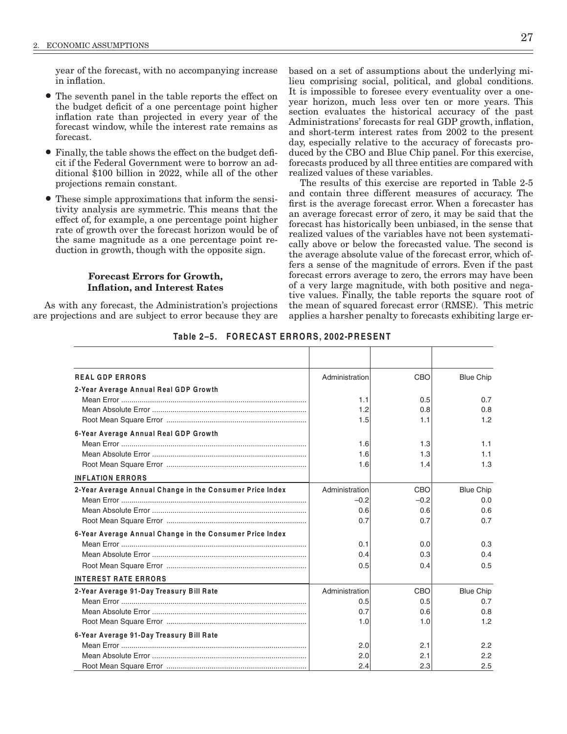year of the forecast, with no accompanying increase in inflation.

- The seventh panel in the table reports the effect on the budget deficit of a one percentage point higher inflation rate than projected in every year of the forecast window, while the interest rate remains as forecast.
- Finally, the table shows the effect on the budget deficit if the Federal Government were to borrow an additional $100 billion in 2022, while all of the other projections remain constant.
- These simple approximations that inform the sensitivity analysis are symmetric. This means that the effect of, for example, a one percentage point higher rate of growth over the forecast horizon would be of the same magnitude as a one percentage point reduction in growth, though with the opposite sign.

### Forecast Errors for Growth, Inflation, and Interest Rates

As with any forecast, the Administration's projections are projections and are subject to error because they are based on a set of assumptions about the underlying milieu comprising social, political, and global conditions. It is impossible to foresee every eventuality over a one-year horizon, much less over ten or more years. This section evaluates the historical accuracy of the past Administrations' forecasts for real GDP growth, inflation, and short-term interest rates from 2002 to the present day, especially relative to the accuracy of forecasts produced by the CBO and Blue Chip panel. For this exercise, forecasts produced by all three entities are compared with realized values of these variables.

The results of this exercise are reported in Table 2-5 and contain three different measures of accuracy. The first is the average forecast error. When a forecaster has an average forecast error of zero, it may be said that the forecast has historically been unbiased, in the sense that realized values of the variables have not been systematically above or below the forecasted value. The second is the average absolute value of the forecast error, which offers a sense of the magnitude of errors. Even if the past forecast errors average to zero, the errors may have been of a very large magnitude, with both positive and negative values. Finally, the table reports the square root of the mean of squared forecast error (RMSE). This metric applies a harsher penalty to forecasts exhibiting large er-

**Table 2–5. FORECAST ERRORS, 2002-PRESENT**

| | | | |
|---|---|---|---|
| **REAL GDP ERRORS** | Administration | CBO | Blue Chip |
| **2-Year Average Annual Real GDP Growth** | | | |
| Mean Error | 1.1 | 0.5 | 0.7 |
| Mean Absolute Error | 1.2 | 0.8 | 0.8 |
| Root Mean Square Error | 1.5 | 1.1 | 1.2 |
| **6-Year Average Annual Real GDP Growth** | | | |
| Mean Error | 1.6 | 1.3 | 1.1 |
| Mean Absolute Error | 1.6 | 1.3 | 1.1 |
| Root Mean Square Error | 1.6 | 1.4 | 1.3 |
| **INFLATION ERRORS** | | | |
| **2-Year Average Annual Change in the Consumer Price Index** | Administration | CBO | Blue Chip |
| Mean Error | –0.2 | –0.2 | 0.0 |
| Mean Absolute Error | 0.6 | 0.6 | 0.6 |
| Root Mean Square Error | 0.7 | 0.7 | 0.7 |
| **6-Year Average Annual Change in the Consumer Price Index** | | | |
| Mean Error | 0.1 | 0.0 | 0.3 |
| Mean Absolute Error | 0.4 | 0.3 | 0.4 |
| Root Mean Square Error | 0.5 | 0.4 | 0.5 |
| **INTEREST RATE ERRORS** | | | |
| **2-Year Average 91-Day Treasury Bill Rate** | Administration | CBO | Blue Chip |
| Mean Error | 0.5 | 0.5 | 0.7 |
| Mean Absolute Error | 0.7 | 0.6 | 0.8 |
| Root Mean Square Error | 1.0 | 1.0 | 1.2 |
| **6-Year Average 91-Day Treasury Bill Rate** | | | |
| Mean Error | 2.0 | 2.1 | 2.2 |
| Mean Absolute Error | 2.0 | 2.1 | 2.2 |
| Root Mean Square Error | 2.4 | 2.3 | 2.5 |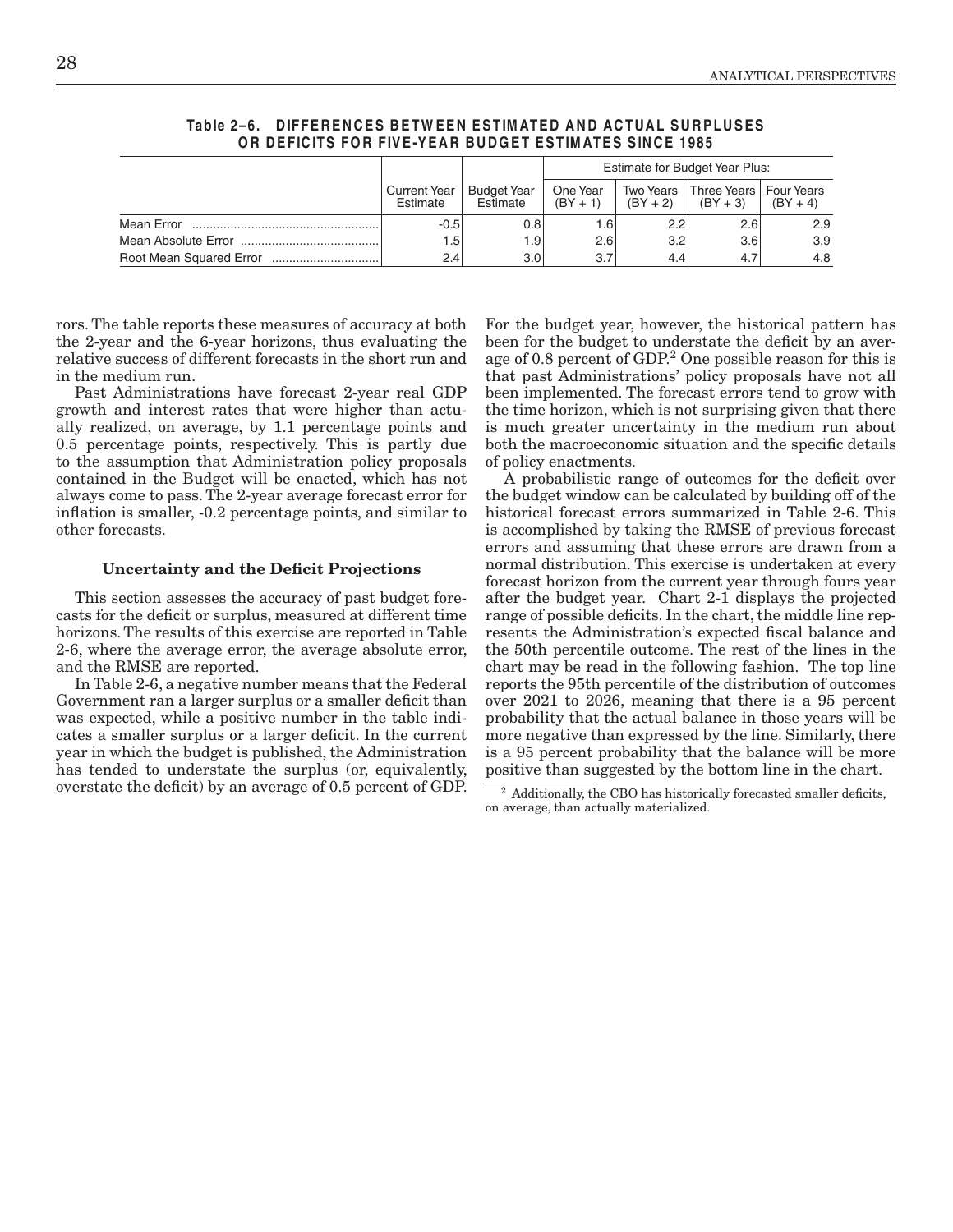**Table 2–6. DIFFERENCES BETWEEN ESTIMATED AND ACTUAL SURPLUSES OR DEFICITS FOR FIVE-YEAR BUDGET ESTIMATES SINCE 1985**

| | Current Year Estimate | Budget Year Estimate | Estimate for Budget Year Plus: One Year (BY + 1) | Two Years (BY + 2) | Three Years (BY + 3) | Four Years (BY + 4) |
|---|---|---|---|---|---|---|
| Mean Error | -0.5 | 0.8 | 1.6 | 2.2 | 2.6 | 2.9 |
| Mean Absolute Error | 1.5 | 1.9 | 2.6 | 3.2 | 3.6 | 3.9 |
| Root Mean Squared Error | 2.4 | 3.0 | 3.7 | 4.4 | 4.7 | 4.8 |

rors. The table reports these measures of accuracy at both the 2-year and the 6-year horizons, thus evaluating the relative success of different forecasts in the short run and in the medium run.

Past Administrations have forecast 2-year real GDP growth and interest rates that were higher than actually realized, on average, by 1.1 percentage points and 0.5 percentage points, respectively. This is partly due to the assumption that Administration policy proposals contained in the Budget will be enacted, which has not always come to pass. The 2-year average forecast error for inflation is smaller, -0.2 percentage points, and similar to other forecasts.

### Uncertainty and the Deficit Projections

This section assesses the accuracy of past budget forecasts for the deficit or surplus, measured at different time horizons. The results of this exercise are reported in Table 2-6, where the average error, the average absolute error, and the RMSE are reported.

In Table 2-6, a negative number means that the Federal Government ran a larger surplus or a smaller deficit than was expected, while a positive number in the table indicates a smaller surplus or a larger deficit. In the current year in which the budget is published, the Administration has tended to understate the surplus (or, equivalently, overstate the deficit) by an average of 0.5 percent of GDP. For the budget year, however, the historical pattern has been for the budget to understate the deficit by an average of 0.8 percent of GDP.[2] One possible reason for this is that past Administrations' policy proposals have not all been implemented. The forecast errors tend to grow with the time horizon, which is not surprising given that there is much greater uncertainty in the medium run about both the macroeconomic situation and the specific details of policy enactments.

A probabilistic range of outcomes for the deficit over the budget window can be calculated by building off of the historical forecast errors summarized in Table 2-6. This is accomplished by taking the RMSE of previous forecast errors and assuming that these errors are drawn from a normal distribution. This exercise is undertaken at every forecast horizon from the current year through fours year after the budget year. Chart 2-1 displays the projected range of possible deficits. In the chart, the middle line represents the Administration's expected fiscal balance and the 50th percentile outcome. The rest of the lines in the chart may be read in the following fashion. The top line reports the 95th percentile of the distribution of outcomes over 2021 to 2026, meaning that there is a 95 percent probability that the actual balance in those years will be more negative than expressed by the line. Similarly, there is a 95 percent probability that the balance will be more positive than suggested by the bottom line in the chart.

[2] Additionally, the CBO has historically forecasted smaller deficits, on average, than actually materialized.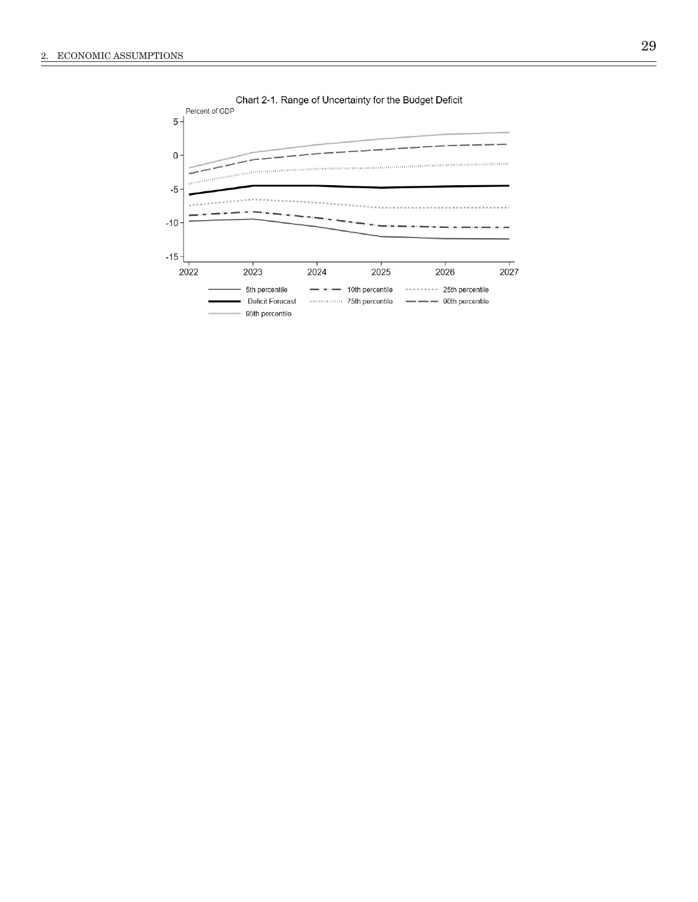Chart 2-1. Range of Uncertainty for the Budget Deficit

Percent of GDP

5
0
-5
-10
-15

2022 2023 2024 2025 2026 2027

5th percentile
10th percentile
25th percentile
Deficit Forecast
75th percentile
90th percentile
95th percentile